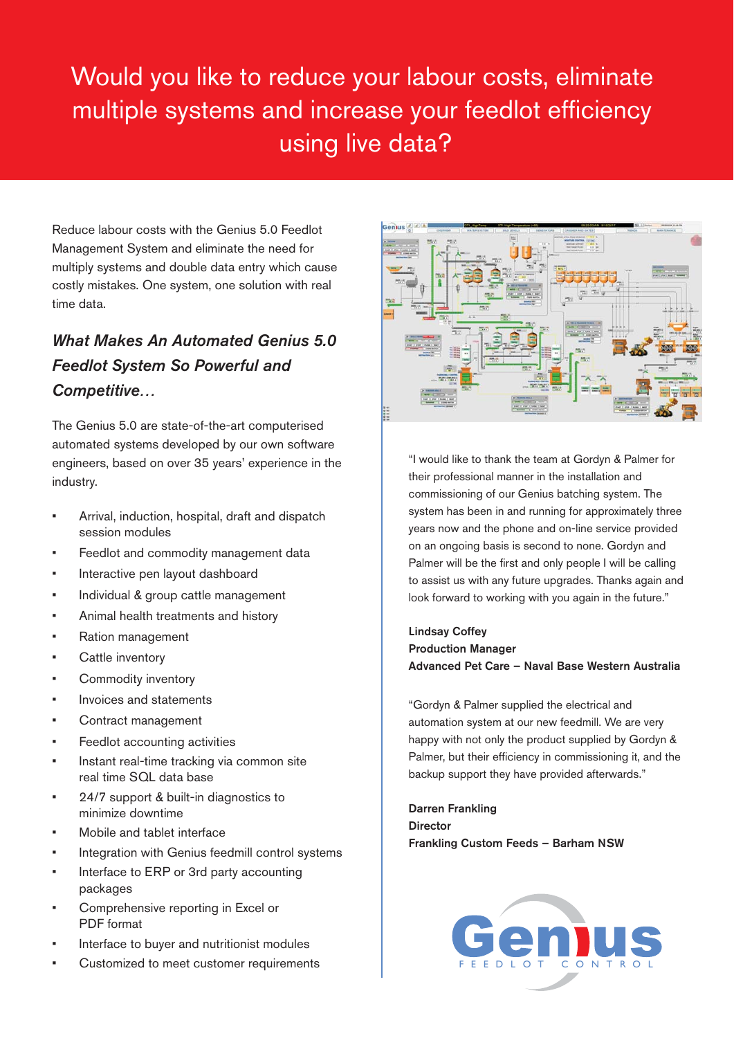# Would you like to reduce your labour costs, eliminate multiple systems and increase your feedlot efficiency using live data?

Reduce labour costs with the Genius 5.0 Feedlot Management System and eliminate the need for multiply systems and double data entry which cause costly mistakes. One system, one solution with real time data.

## *What Makes An Automated Genius 5.0 Feedlot System So Powerful and Competitive…*

The Genius 5.0 are state-of-the-art computerised automated systems developed by our own software engineers, based on over 35 years' experience in the industry.

- Arrival, induction, hospital, draft and dispatch session modules
- Feedlot and commodity management data
- Interactive pen layout dashboard
- Individual & group cattle management
- Animal health treatments and history
- Ration management
- Cattle inventory
- Commodity inventory
- Invoices and statements
- Contract management
- Feedlot accounting activities
- Instant real-time tracking via common site real time SQL data base
- 24/7 support & built-in diagnostics to minimize downtime
- Mobile and tablet interface
- Integration with Genius feedmill control systems
- Interface to ERP or 3rd party accounting packages
- Comprehensive reporting in Excel or PDF format
- Interface to buyer and nutritionist modules
- Customized to meet customer requirements

"I would like to thank the team at Gordyn & Palmer for their professional manner in the installation and commissioning of our Genius batching system. The system has been in and running for approximately three years now and the phone and on-line service provided on an ongoing basis is second to none. Gordyn and Palmer will be the first and only people I will be calling to assist us with any future upgrades. Thanks again and look forward to working with you again in the future."

**Lindsay Coffey**
**Production Manager**
**Advanced Pet Care – Naval Base Western Australia**

"Gordyn & Palmer supplied the electrical and automation system at our new feedmill. We are very happy with not only the product supplied by Gordyn & Palmer, but their efficiency in commissioning it, and the backup support they have provided afterwards."

**Darren Frankling**
**Director**
**Frankling Custom Feeds – Barham NSW**

Genius
FEEDLOT CONTROL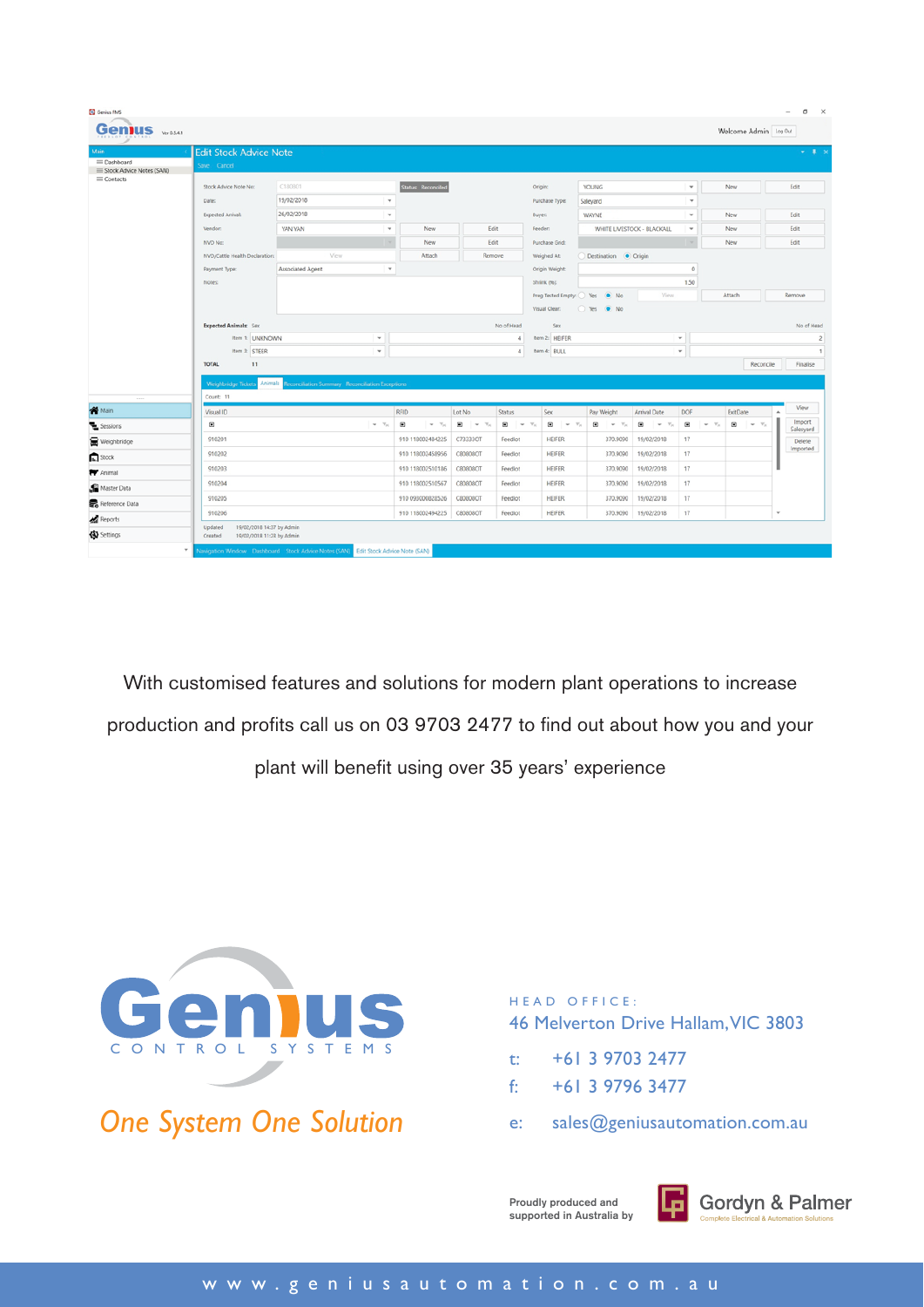With customised features and solutions for modern plant operations to increase production and profits call us on 03 9703 2477 to find out about how you and your plant will benefit using over 35 years' experience

Genius CONTROL SYSTEMS

*One System One Solution*

HEAD OFFICE:

46 Melverton Drive Hallam, VIC 3803

t: +61 3 9703 2477

f: +61 3 9796 3477

e: sales@geniusautomation.com.au

Proudly produced and supported in Australia by

Gordyn & Palmer
Complete Electrical & Automation Solutions

www.geniusautomation.com.au